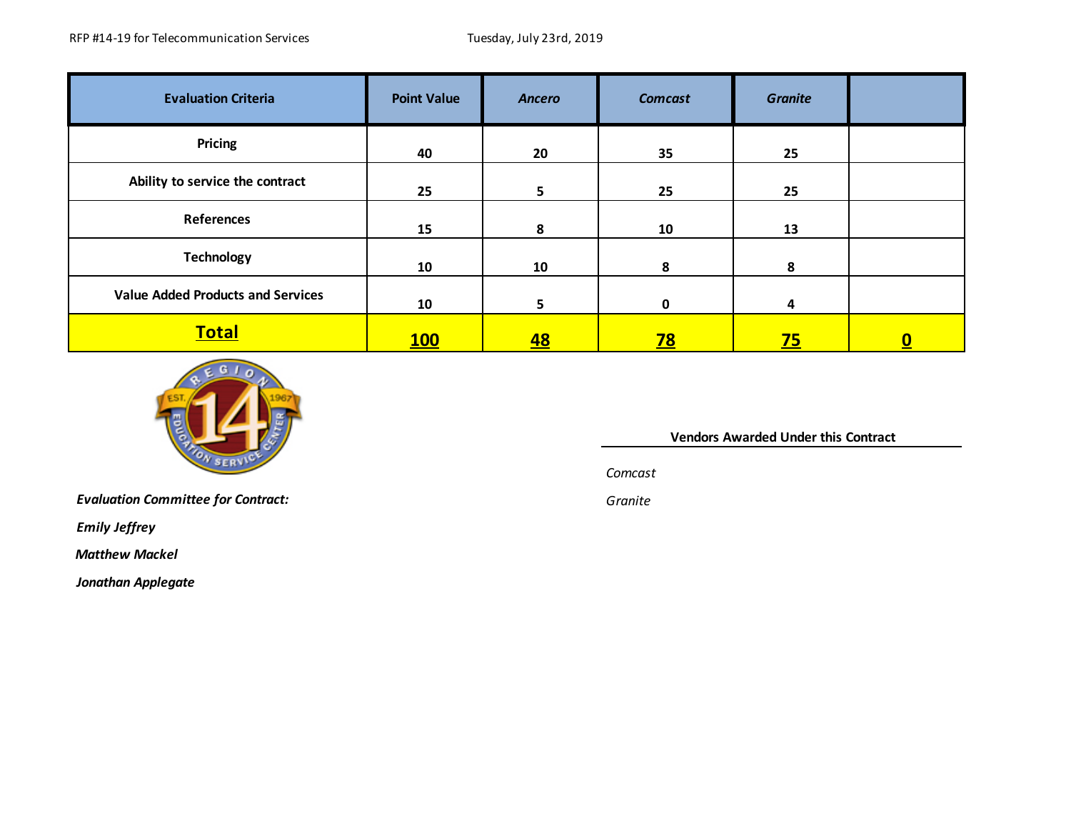RFP #14-19 for Telecommunication Services

Tuesday, July 23rd, 2019

| Evaluation Criteria | Point Value | *Ancero* | *Comcast* | *Granite* | |
|---|---|---|---|---|---|
| Pricing | 40 | 20 | 35 | 25 | |
| Ability to service the contract | 25 | 5 | 25 | 25 | |
| References | 15 | 8 | 10 | 13 | |
| Technology | 10 | 10 | 8 | 8 | |
| Value Added Products and Services | 10 | 5 | 0 | 4 | |
| **Total** | **100** | **48** | **78** | **75** | **0** |

**Vendors Awarded Under this Contract**

*Comcast*

*Granite*

***Evaluation Committee for Contract:***

***Emily Jeffrey***

***Matthew Mackel***

***Jonathan Applegate***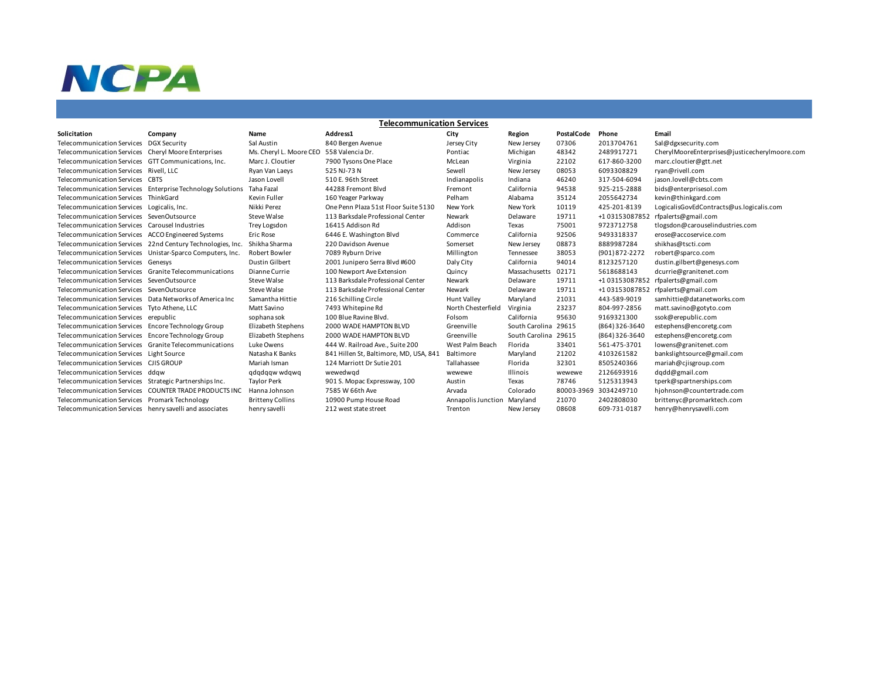NCPA

## Telecommunication Services

| Solicitation | Company | Name | Address1 | City | Region | PostalCode | Phone | Email |
|---|---|---|---|---|---|---|---|---|
| Telecommunication Services | DGX Security | Sal Austin | 840 Bergen Avenue | Jersey City | New Jersey | 07306 | 2013704761 | Sal@dgxsecurity.com |
| Telecommunication Services | Cheryl Moore Enterprises | Ms. Cheryl L. Moore CEO | 558 Valencia Dr. | Pontiac | Michigan | 48342 | 2489917271 | CherylMooreEnterprises@justicecherylmoore.com |
| Telecommunication Services | GTT Communications, Inc. | Marc J. Cloutier | 7900 Tysons One Place | McLean | Virginia | 22102 | 617-860-3200 | marc.cloutier@gtt.net |
| Telecommunication Services | Rivell, LLC | Ryan Van Laeys | 525 NJ-73 N | Sewell | New Jersey | 08053 | 6093308829 | ryan@rivell.com |
| Telecommunication Services | CBTS | Jason Lovell | 510 E. 96th Street | Indianapolis | Indiana | 46240 | 317-504-6094 | jason.lovell@cbts.com |
| Telecommunication Services | Enterprise Technology Solutions | Taha Fazal | 44288 Fremont Blvd | Fremont | California | 94538 | 925-215-2888 | bids@enterprisesol.com |
| Telecommunication Services | ThinkGard | Kevin Fuller | 160 Yeager Parkway | Pelham | Alabama | 35124 | 2055642734 | kevin@thinkgard.com |
| Telecommunication Services | Logicalis, Inc. | Nikki Perez | One Penn Plaza 51st Floor Suite 5130 | New York | New York | 10119 | 425-201-8139 | LogicalisGovEdContracts@us.logicalis.com |
| Telecommunication Services | SevenOutsource | Steve Walse | 113 Barksdale Professional Center | Newark | Delaware | 19711 | +1 03153087852 | rfpalerts@gmail.com |
| Telecommunication Services | Carousel Industries | Trey Logsdon | 16415 Addison Rd | Addison | Texas | 75001 | 9723712758 | tlogsdon@carouselindustries.com |
| Telecommunication Services | ACCO Engineered Systems | Eric Rose | 6446 E. Washington Blvd | Commerce | California | 92506 | 9493318337 | erose@accoservice.com |
| Telecommunication Services | 22nd Century Technologies, Inc. | Shikha Sharma | 220 Davidson Avenue | Somerset | New Jersey | 08873 | 8889987284 | shikhas@tscti.com |
| Telecommunication Services | Unistar-Sparco Computers, Inc. | Robert Bowler | 7089 Ryburn Drive | Millington | Tennessee | 38053 | (901) 872-2272 | robert@sparco.com |
| Telecommunication Services | Genesys | Dustin Gilbert | 2001 Junipero Serra Blvd #600 | Daly City | California | 94014 | 8123257120 | dustin.gilbert@genesys.com |
| Telecommunication Services | Granite Telecommunications | Dianne Currie | 100 Newport Ave Extension | Quincy | Massachusetts | 02171 | 5618688143 | dcurrie@granitenet.com |
| Telecommunication Services | SevenOutsource | Steve Walse | 113 Barksdale Professional Center | Newark | Delaware | 19711 | +1 03153087852 | rfpalerts@gmail.com |
| Telecommunication Services | SevenOutsource | Steve Walse | 113 Barksdale Professional Center | Newark | Delaware | 19711 | +1 03153087852 | rfpalerts@gmail.com |
| Telecommunication Services | Data Networks of America Inc | Samantha Hittie | 216 Schilling Circle | Hunt Valley | Maryland | 21031 | 443-589-9019 | samhittie@datanetworks.com |
| Telecommunication Services | Tyto Athene, LLC | Matt Savino | 7493 Whitepine Rd | North Chesterfield | Virginia | 23237 | 804-997-2856 | matt.savino@gotyto.com |
| Telecommunication Services | erepublic | sophana sok | 100 Blue Ravine Blvd. | Folsom | California | 95630 | 9169321300 | ssok@erepublic.com |
| Telecommunication Services | Encore Technology Group | Elizabeth Stephens | 2000 WADE HAMPTON BLVD | Greenville | South Carolina | 29615 | (864) 326-3640 | estephens@encoretg.com |
| Telecommunication Services | Encore Technology Group | Elizabeth Stephens | 2000 WADE HAMPTON BLVD | Greenville | South Carolina | 29615 | (864) 326-3640 | estephens@encoretg.com |
| Telecommunication Services | Granite Telecommunications | Luke Owens | 444 W. Railroad Ave., Suite 200 | West Palm Beach | Florida | 33401 | 561-475-3701 | lowens@granitenet.com |
| Telecommunication Services | Light Source | Natasha K Banks | 841 Hillen St, Baltimore, MD, USA, 841 | Baltimore | Maryland | 21202 | 4103261582 | bankslightsource@gmail.com |
| Telecommunication Services | CJIS GROUP | Mariah Isman | 124 Marriott Dr Sutie 201 | Tallahassee | Florida | 32301 | 8505240366 | mariah@cjisgroup.com |
| Telecommunication Services | ddqw | qdqdqqw wdqwq | wewedwqd | wewewe | Illinois | wewewe | 2126693916 | dqdd@gmail.com |
| Telecommunication Services | Strategic Partnerships Inc. | Taylor Perk | 901 S. Mopac Expressway, 100 | Austin | Texas | 78746 | 5125313943 | tperk@spartnerships.com |
| Telecommunication Services | COUNTER TRADE PRODUCTS INC | Hanna Johnson | 7585 W 66th Ave | Arvada | Colorado | 80003-3969 | 3034249710 | hjohnson@countertrade.com |
| Telecommunication Services | Promark Technology | Britteny Collins | 10900 Pump House Road | Annapolis Junction | Maryland | 21070 | 2402808030 | brittenyc@promarktech.com |
| Telecommunication Services | henry savelli and associates | henry savelli | 212 west state street | Trenton | New Jersey | 08608 | 609-731-0187 | henry@henrysavelli.com |